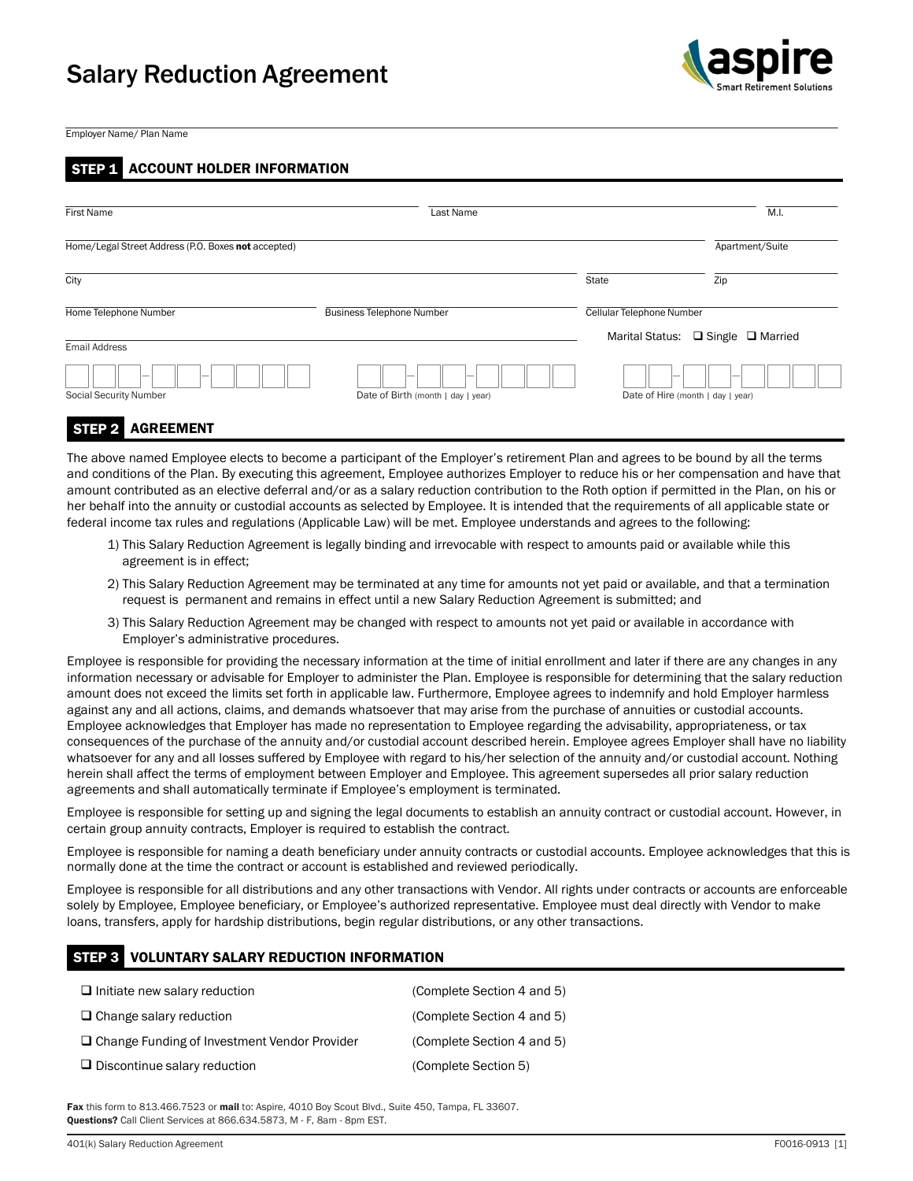# Salary Reduction Agreement

aspire
Smart Retirement Solutions

Employer Name/ Plan Name

## STEP 1 ACCOUNT HOLDER INFORMATION

First Name | Last Name | M.I.

Home/Legal Street Address (P.O. Boxes **not** accepted) | Apartment/Suite

City | State | Zip

Home Telephone Number | Business Telephone Number | Cellular Telephone Number

Email Address

Marital Status: ❑ Single ❑ Married

Social Security Number | Date of Birth (month | day | year) | Date of Hire (month | day | year)

## STEP 2 AGREEMENT

The above named Employee elects to become a participant of the Employer's retirement Plan and agrees to be bound by all the terms and conditions of the Plan. By executing this agreement, Employee authorizes Employer to reduce his or her compensation and have that amount contributed as an elective deferral and/or as a salary reduction contribution to the Roth option if permitted in the Plan, on his or her behalf into the annuity or custodial accounts as selected by Employee. It is intended that the requirements of all applicable state or federal income tax rules and regulations (Applicable Law) will be met. Employee understands and agrees to the following:

1) This Salary Reduction Agreement is legally binding and irrevocable with respect to amounts paid or available while this agreement is in effect;
2) This Salary Reduction Agreement may be terminated at any time for amounts not yet paid or available, and that a termination request is permanent and remains in effect until a new Salary Reduction Agreement is submitted; and
3) This Salary Reduction Agreement may be changed with respect to amounts not yet paid or available in accordance with Employer's administrative procedures.

Employee is responsible for providing the necessary information at the time of initial enrollment and later if there are any changes in any information necessary or advisable for Employer to administer the Plan. Employee is responsible for determining that the salary reduction amount does not exceed the limits set forth in applicable law. Furthermore, Employee agrees to indemnify and hold Employer harmless against any and all actions, claims, and demands whatsoever that may arise from the purchase of annuities or custodial accounts. Employee acknowledges that Employer has made no representation to Employee regarding the advisability, appropriateness, or tax consequences of the purchase of the annuity and/or custodial account described herein. Employee agrees Employer shall have no liability whatsoever for any and all losses suffered by Employee with regard to his/her selection of the annuity and/or custodial account. Nothing herein shall affect the terms of employment between Employer and Employee. This agreement supersedes all prior salary reduction agreements and shall automatically terminate if Employee's employment is terminated.

Employee is responsible for setting up and signing the legal documents to establish an annuity contract or custodial account. However, in certain group annuity contracts, Employer is required to establish the contract.

Employee is responsible for naming a death beneficiary under annuity contracts or custodial accounts. Employee acknowledges that this is normally done at the time the contract or account is established and reviewed periodically.

Employee is responsible for all distributions and any other transactions with Vendor. All rights under contracts or accounts are enforceable solely by Employee, Employee beneficiary, or Employee's authorized representative. Employee must deal directly with Vendor to make loans, transfers, apply for hardship distributions, begin regular distributions, or any other transactions.

## STEP 3 VOLUNTARY SALARY REDUCTION INFORMATION

| | |
|---|---|
| ❑ Initiate new salary reduction | (Complete Section 4 and 5) |
| ❑ Change salary reduction | (Complete Section 4 and 5) |
| ❑ Change Funding of Investment Vendor Provider | (Complete Section 4 and 5) |
| ❑ Discontinue salary reduction | (Complete Section 5) |

**Fax** this form to 813.466.7523 or **mail** to: Aspire, 4010 Boy Scout Blvd., Suite 450, Tampa, FL 33607.
**Questions?** Call Client Services at 866.634.5873, M - F, 8am - 8pm EST.

401(k) Salary Reduction Agreement F0016-0913 [1]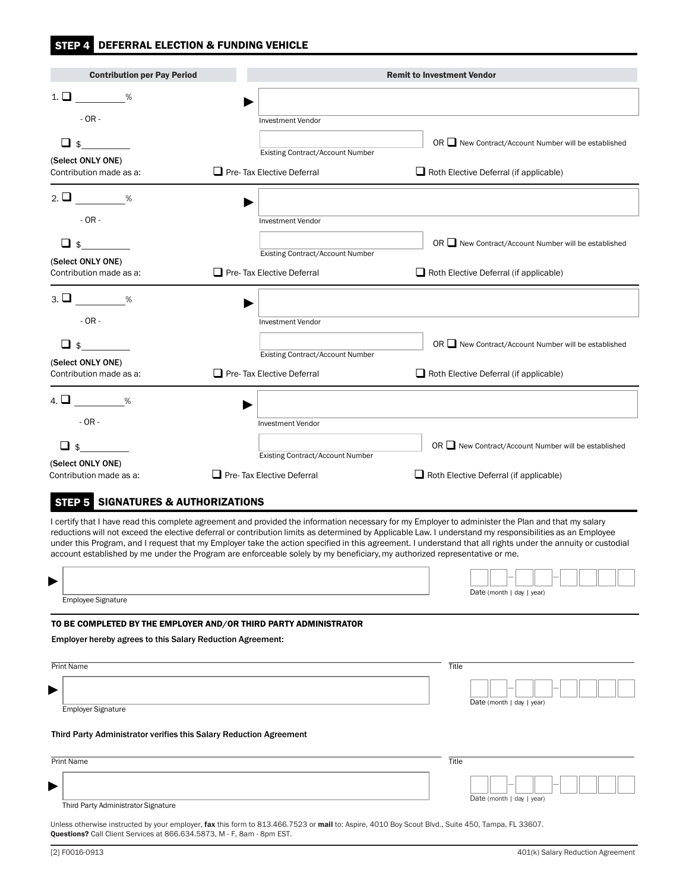## STEP 4 DEFERRAL ELECTION & FUNDING VEHICLE

| Contribution per Pay Period | Remit to Investment Vendor |
|---|---|
| 1. ☐ ______% - OR - ☐ $______ | ▶ Investment Vendor ______ Existing Contract/Account Number ______ OR ☐ New Contract/Account Number will be established |
| (Select ONLY ONE) Contribution made as a: | ☐ Pre- Tax Elective Deferral ☐ Roth Elective Deferral (if applicable) |
| 2. ☐ ______% - OR - ☐ $______ | ▶ Investment Vendor ______ Existing Contract/Account Number ______ OR ☐ New Contract/Account Number will be established |
| (Select ONLY ONE) Contribution made as a: | ☐ Pre- Tax Elective Deferral ☐ Roth Elective Deferral (if applicable) |
| 3. ☐ ______% - OR - ☐ $______ | ▶ Investment Vendor ______ Existing Contract/Account Number ______ OR ☐ New Contract/Account Number will be established |
| (Select ONLY ONE) Contribution made as a: | ☐ Pre- Tax Elective Deferral ☐ Roth Elective Deferral (if applicable) |
| 4. ☐ ______% - OR - ☐ $______ | ▶ Investment Vendor ______ Existing Contract/Account Number ______ OR ☐ New Contract/Account Number will be established |
| (Select ONLY ONE) Contribution made as a: | ☐ Pre- Tax Elective Deferral ☐ Roth Elective Deferral (if applicable) |

## STEP 5 SIGNATURES & AUTHORIZATIONS

I certify that I have read this complete agreement and provided the information necessary for my Employer to administer the Plan and that my salary reductions will not exceed the elective deferral or contribution limits as determined by Applicable Law. I understand my responsibilities as an Employee under this Program, and I request that my Employer take the action specified in this agreement. I understand that all rights under the annuity or custodial account established by me under the Program are enforceable solely by my beneficiary, my authorized representative or me.

▶ ______________________________ Employee Signature

Date (month | day | year) ___ ___ – ___ ___ – ___ ___ ___ ___

### TO BE COMPLETED BY THE EMPLOYER AND/OR THIRD PARTY ADMINISTRATOR

**Employer hereby agrees to this Salary Reduction Agreement:**

______________________________ Print Name ______________ Title

▶ ______________________________ Employer Signature

Date (month | day | year) ___ ___ – ___ ___ – ___ ___ ___ ___

**Third Party Administrator verifies this Salary Reduction Agreement**

______________________________ Print Name ______________ Title

▶ ______________________________ Third Party Administrator Signature

Date (month | day | year) ___ ___ – ___ ___ – ___ ___ ___ ___

Unless otherwise instructed by your employer, **fax** this form to 813.466.7523 or **mail** to: Aspire, 4010 Boy Scout Blvd., Suite 450, Tampa, FL 33607.
**Questions?** Call Client Services at 866.634.5873, M - F, 8am - 8pm EST.

[2] F0016-0913 401(k) Salary Reduction Agreement